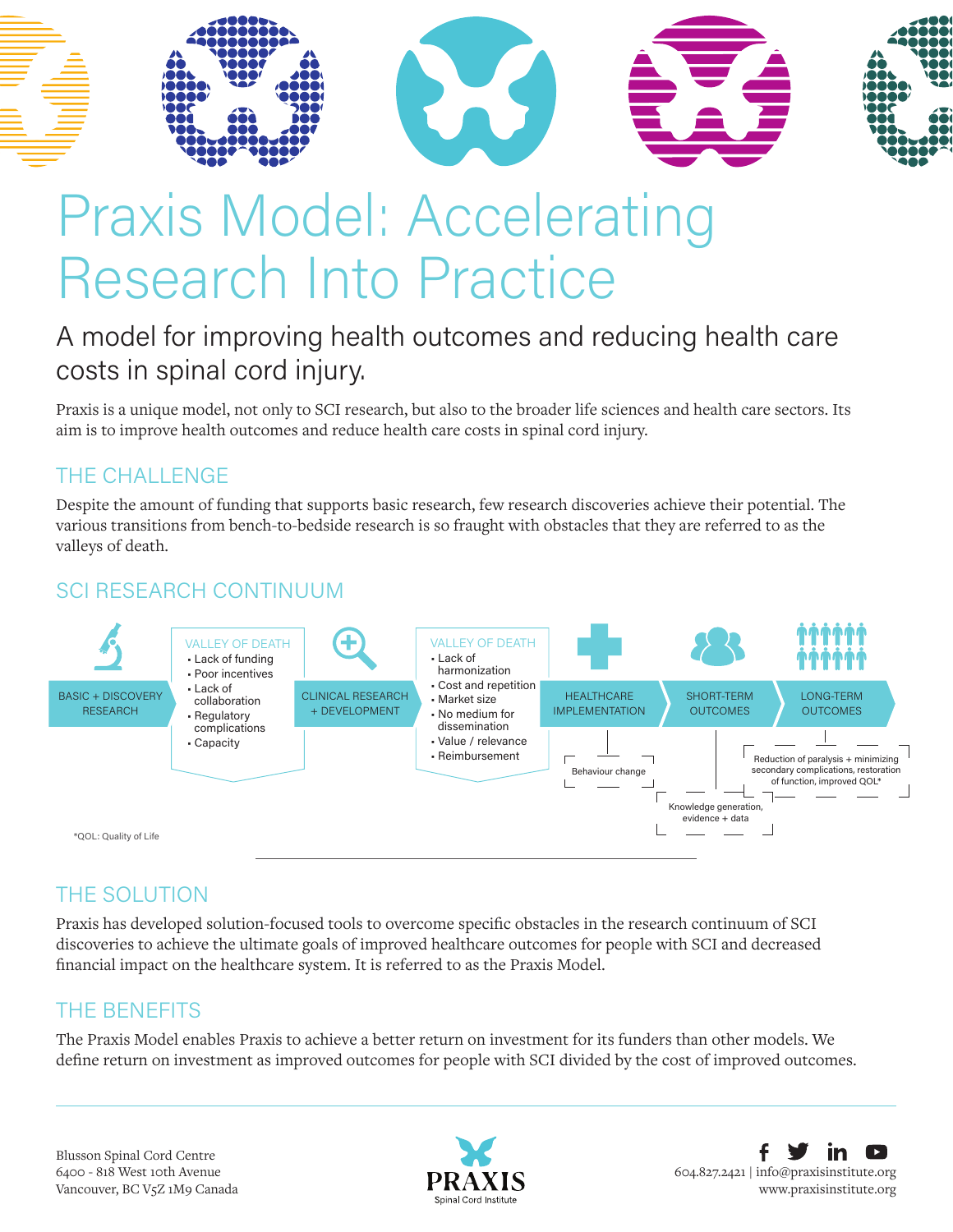# Praxis Model: Accelerating Research Into Practice

## A model for improving health outcomes and reducing health care costs in spinal cord injury.

Praxis is a unique model, not only to SCI research, but also to the broader life sciences and health care sectors. Its aim is to improve health outcomes and reduce health care costs in spinal cord injury.

### THE CHALLENGE

Despite the amount of funding that supports basic research, few research discoveries achieve their potential. The various transitions from bench-to-bedside research is so fraught with obstacles that they are referred to as the valleys of death.

### SCI RESEARCH CONTINUUM

BASIC + DISCOVERY RESEARCH

VALLEY OF DEATH
- Lack of funding
- Poor incentives
- Lack of collaboration
- Regulatory complications
- Capacity

CLINICAL RESEARCH + DEVELOPMENT

VALLEY OF DEATH
- Lack of harmonization
- Cost and repetition
- Market size
- No medium for dissemination
- Value / relevance
- Reimbursement

HEALTHCARE IMPLEMENTATION

SHORT-TERM OUTCOMES

LONG-TERM OUTCOMES

Behaviour change

Knowledge generation, evidence + data

Reduction of paralysis + minimizing secondary complications, restoration of function, improved QOL*

*QOL: Quality of Life

### THE SOLUTION

Praxis has developed solution-focused tools to overcome specific obstacles in the research continuum of SCI discoveries to achieve the ultimate goals of improved healthcare outcomes for people with SCI and decreased financial impact on the healthcare system. It is referred to as the Praxis Model.

### THE BENEFITS

The Praxis Model enables Praxis to achieve a better return on investment for its funders than other models. We define return on investment as improved outcomes for people with SCI divided by the cost of improved outcomes.

Blusson Spinal Cord Centre
6400 - 818 West 10th Avenue
Vancouver, BC V5Z 1M9 Canada

PRAXIS
Spinal Cord Institute

604.827.2421 | info@praxisinstitute.org
www.praxisinstitute.org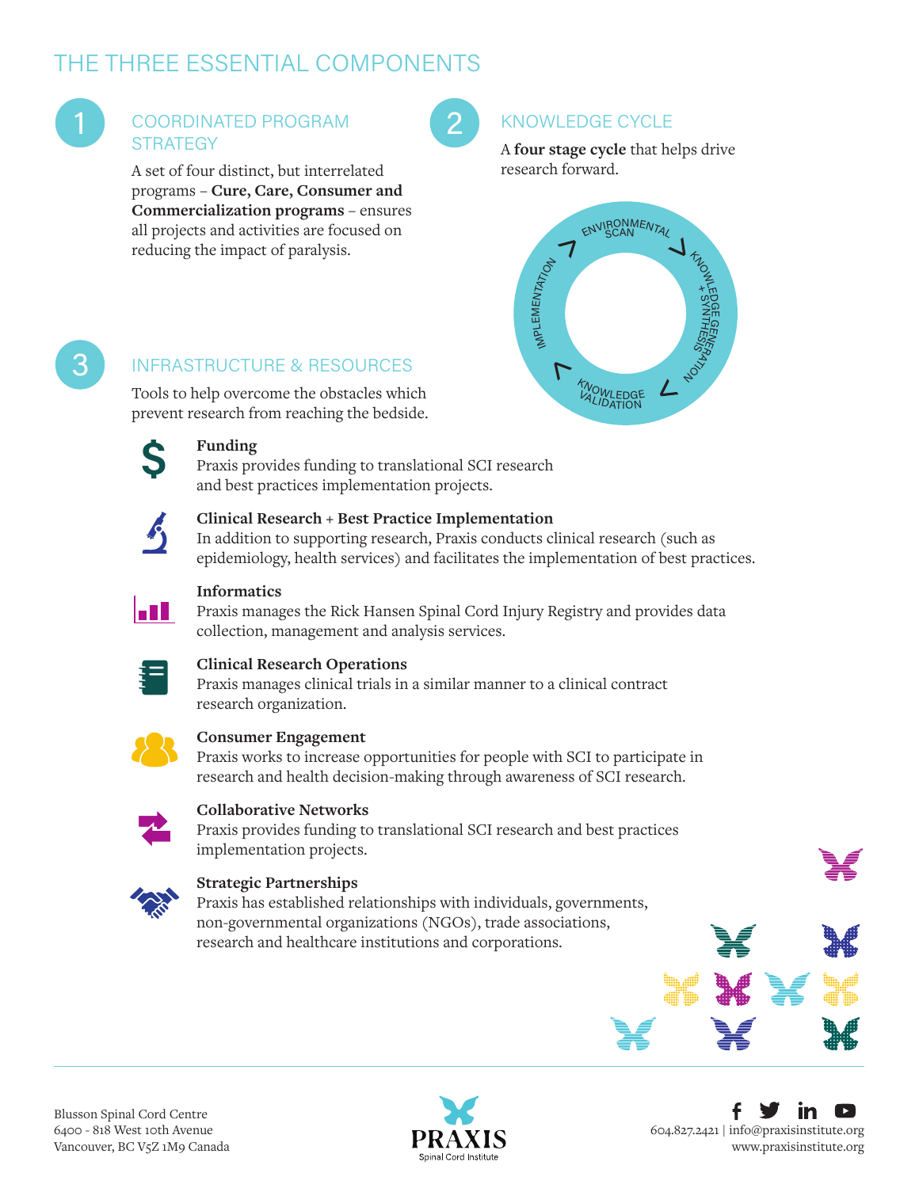# THE THREE ESSENTIAL COMPONENTS

## 1 COORDINATED PROGRAM STRATEGY

A set of four distinct, but interrelated programs – **Cure, Care, Consumer and Commercialization programs** – ensures all projects and activities are focused on reducing the impact of paralysis.

## 2 KNOWLEDGE CYCLE

A **four stage cycle** that helps drive research forward.

ENVIRONMENTAL SCAN

KNOWLEDGE GENERATION + SYNTHESIS

KNOWLEDGE VALIDATION

IMPLEMENTATION

## 3 INFRASTRUCTURE & RESOURCES

Tools to help overcome the obstacles which prevent research from reaching the bedside.

**Funding**
Praxis provides funding to translational SCI research and best practices implementation projects.

**Clinical Research + Best Practice Implementation**
In addition to supporting research, Praxis conducts clinical research (such as epidemiology, health services) and facilitates the implementation of best practices.

**Informatics**
Praxis manages the Rick Hansen Spinal Cord Injury Registry and provides data collection, management and analysis services.

**Clinical Research Operations**
Praxis manages clinical trials in a similar manner to a clinical contract research organization.

**Consumer Engagement**
Praxis works to increase opportunities for people with SCI to participate in research and health decision-making through awareness of SCI research.

**Collaborative Networks**
Praxis provides funding to translational SCI research and best practices implementation projects.

**Strategic Partnerships**
Praxis has established relationships with individuals, governments, non-governmental organizations (NGOs), trade associations, research and healthcare institutions and corporations.

---

Blusson Spinal Cord Centre
6400 - 818 West 10th Avenue
Vancouver, BC V5Z 1M9 Canada

PRAXIS
Spinal Cord Institute

604.827.2421 | info@praxisinstitute.org
www.praxisinstitute.org